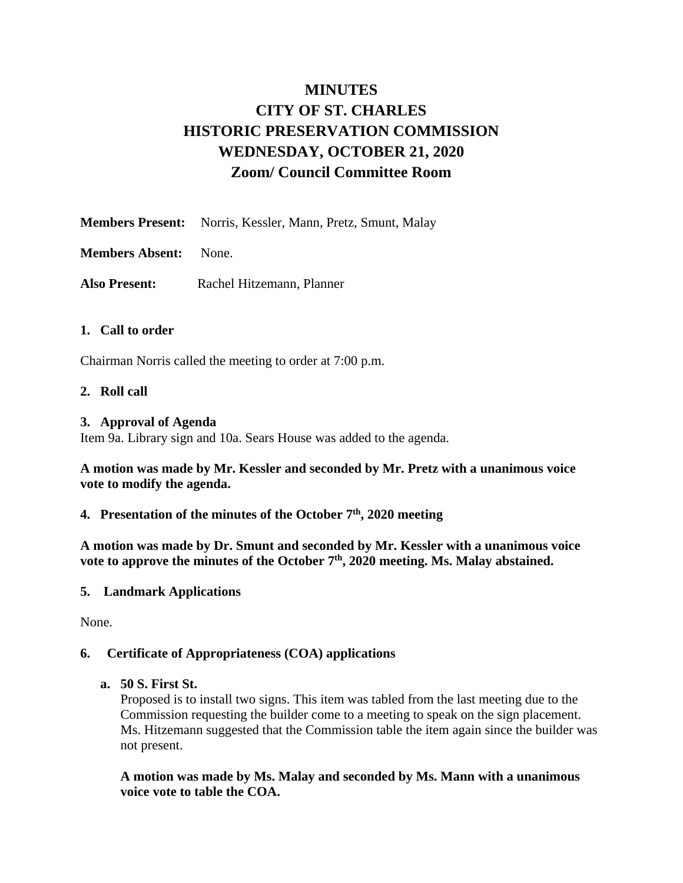# MINUTES
# CITY OF ST. CHARLES
# HISTORIC PRESERVATION COMMISSION
# WEDNESDAY, OCTOBER 21, 2020
# Zoom/ Council Committee Room

**Members Present:** Norris, Kessler, Mann, Pretz, Smunt, Malay

**Members Absent:** None.

**Also Present:** Rachel Hitzemann, Planner

### 1. Call to order

Chairman Norris called the meeting to order at 7:00 p.m.

### 2. Roll call

### 3. Approval of Agenda

Item 9a. Library sign and 10a. Sears House was added to the agenda.

**A motion was made by Mr. Kessler and seconded by Mr. Pretz with a unanimous voice vote to modify the agenda.**

### 4. Presentation of the minutes of the October 7th, 2020 meeting

**A motion was made by Dr. Smunt and seconded by Mr. Kessler with a unanimous voice vote to approve the minutes of the October 7th, 2020 meeting. Ms. Malay abstained.**

### 5. Landmark Applications

None.

### 6. Certificate of Appropriateness (COA) applications

**a. 50 S. First St.**

Proposed is to install two signs. This item was tabled from the last meeting due to the Commission requesting the builder come to a meeting to speak on the sign placement. Ms. Hitzemann suggested that the Commission table the item again since the builder was not present.

**A motion was made by Ms. Malay and seconded by Ms. Mann with a unanimous voice vote to table the COA.**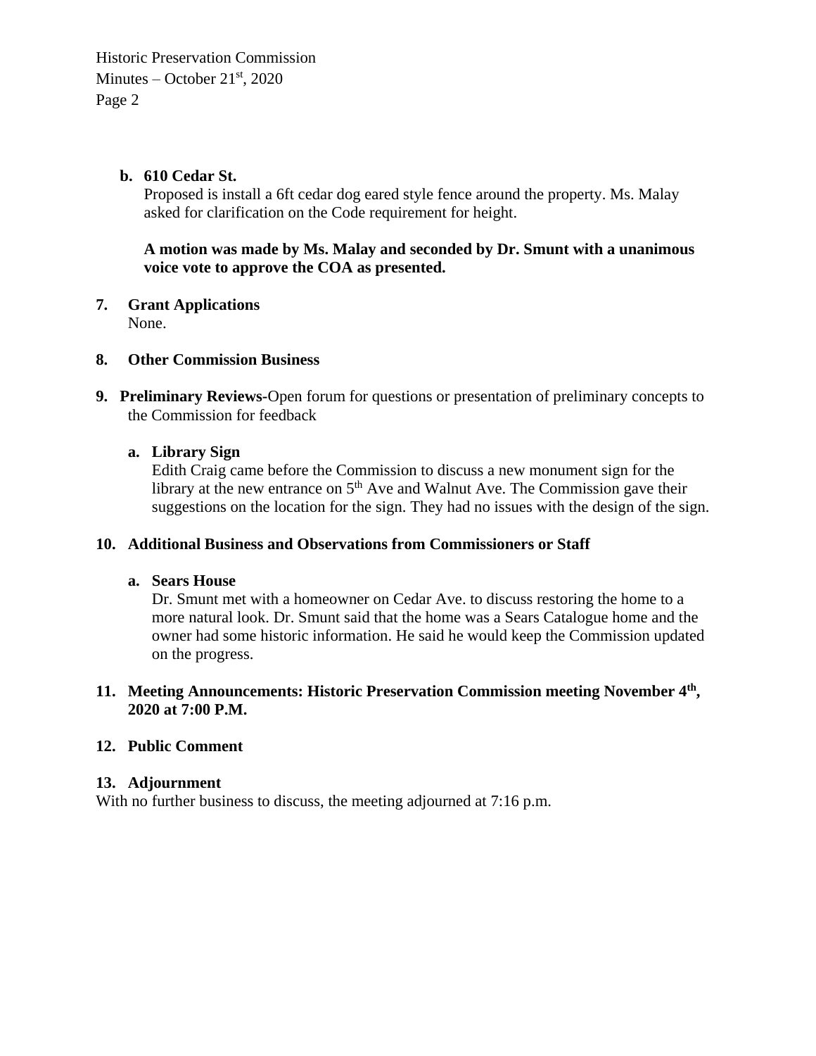**b. 610 Cedar St.**

Proposed is install a 6ft cedar dog eared style fence around the property. Ms. Malay asked for clarification on the Code requirement for height.

**A motion was made by Ms. Malay and seconded by Dr. Smunt with a unanimous voice vote to approve the COA as presented.**

**7. Grant Applications**

None.

**8. Other Commission Business**

**9. Preliminary Reviews-**Open forum for questions or presentation of preliminary concepts to the Commission for feedback

**a. Library Sign**

Edith Craig came before the Commission to discuss a new monument sign for the library at the new entrance on 5th Ave and Walnut Ave. The Commission gave their suggestions on the location for the sign. They had no issues with the design of the sign.

**10. Additional Business and Observations from Commissioners or Staff**

**a. Sears House**

Dr. Smunt met with a homeowner on Cedar Ave. to discuss restoring the home to a more natural look. Dr. Smunt said that the home was a Sears Catalogue home and the owner had some historic information. He said he would keep the Commission updated on the progress.

**11. Meeting Announcements: Historic Preservation Commission meeting November 4th, 2020 at 7:00 P.M.**

**12. Public Comment**

**13. Adjournment**

With no further business to discuss, the meeting adjourned at 7:16 p.m.